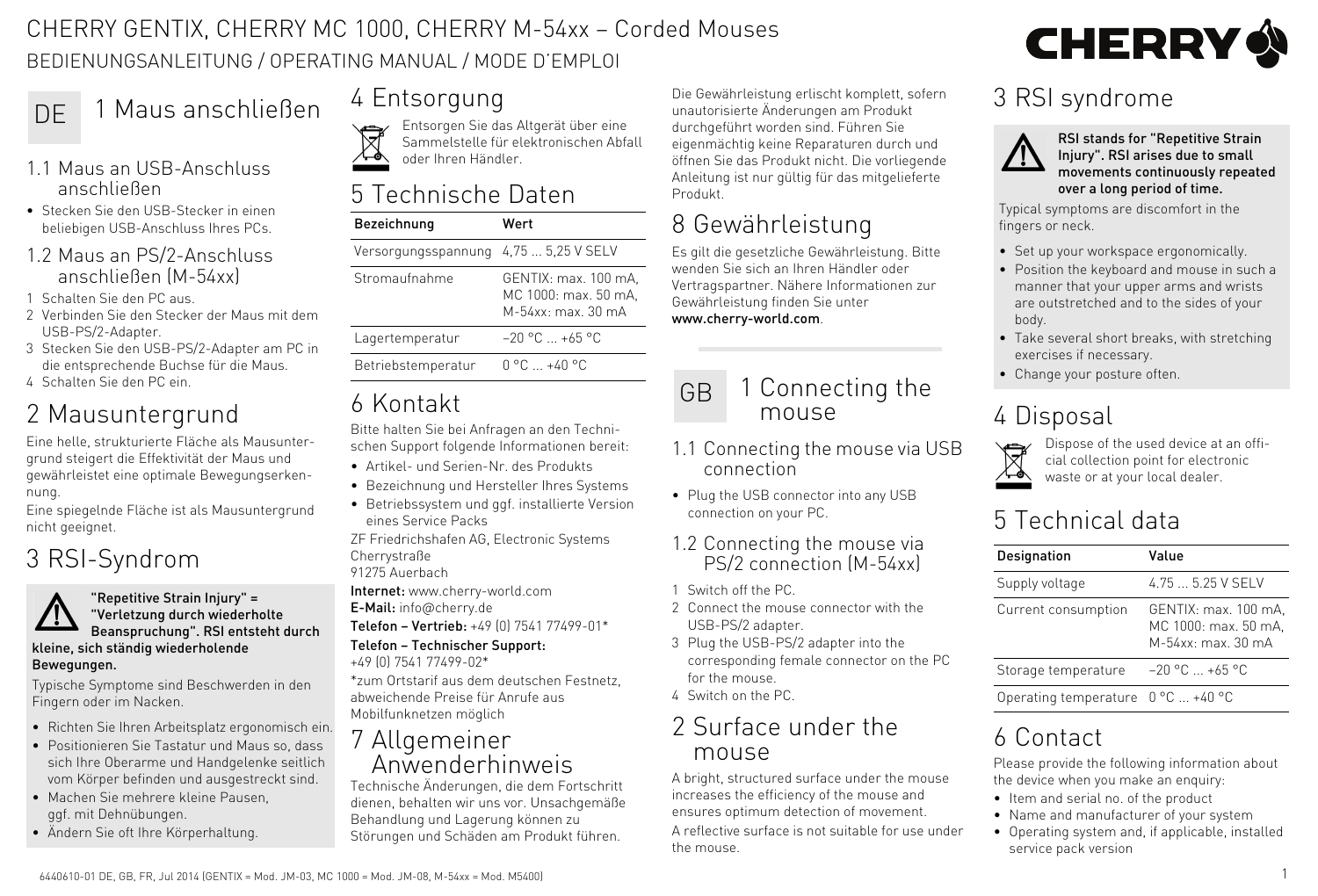# CHERRY GENTIX, CHERRY MC 1000, CHERRY M-54xx – Corded Mouses

BEDIENUNGSANLEITUNG / OPERATING MANUAL / MODE D'EMPLOI

DE

## 1 Maus anschließen

### 1.1 Maus an USB-Anschluss anschließen

- Stecken Sie den USB-Stecker in einen beliebigen USB-Anschluss Ihres PCs.

### 1.2 Maus an PS/2-Anschluss anschließen (M-54xx)

1. Schalten Sie den PC aus.
2. Verbinden Sie den Stecker der Maus mit dem USB-PS/2-Adapter.
3. Stecken Sie den USB-PS/2-Adapter am PC in die entsprechende Buchse für die Maus.
4. Schalten Sie den PC ein.

## 2 Mausuntergrund

Eine helle, strukturierte Fläche als Mausuntergrund steigert die Effektivität der Maus und gewährleistet eine optimale Bewegungserkennung.

Eine spiegelnde Fläche ist als Mausuntergrund nicht geeignet.

## 3 RSI-Syndrom

**"Repetitive Strain Injury" = "Verletzung durch wiederholte Beanspruchung". RSI entsteht durch kleine, sich ständig wiederholende Bewegungen.**

Typische Symptome sind Beschwerden in den Fingern oder im Nacken.

- Richten Sie Ihren Arbeitsplatz ergonomisch ein.
- Positionieren Sie Tastatur und Maus so, dass sich Ihre Oberarme und Handgelenke seitlich vom Körper befinden und ausgestreckt sind.
- Machen Sie mehrere kleine Pausen, ggf. mit Dehnübungen.
- Ändern Sie oft Ihre Körperhaltung.

## 4 Entsorgung

Entsorgen Sie das Altgerät über eine Sammelstelle für elektronischen Abfall oder Ihren Händler.

## 5 Technische Daten

| Bezeichnung | Wert |
|---|---|
| Versorgungsspannung | 4,75 ... 5,25 V SELV |
| Stromaufnahme | GENTIX: max. 100 mA, MC 1000: max. 50 mA, M-54xx: max. 30 mA |
| Lagertemperatur | –20 °C ... +65 °C |
| Betriebstemperatur | 0 °C ... +40 °C |

## 6 Kontakt

Bitte halten Sie bei Anfragen an den Technischen Support folgende Informationen bereit:

- Artikel- und Serien-Nr. des Produkts
- Bezeichnung und Hersteller Ihres Systems
- Betriebssystem und ggf. installierte Version eines Service Packs

ZF Friedrichshafen AG, Electronic Systems
Cherrystraße
91275 Auerbach

**Internet:** www.cherry-world.com
**E-Mail:** info@cherry.de
**Telefon – Vertrieb:** +49 (0) 7541 77499-01*
**Telefon – Technischer Support:**
+49 (0) 7541 77499-02*

*zum Ortstarif aus dem deutschen Festnetz, abweichende Preise für Anrufe aus Mobilfunknetzen möglich

## 7 Allgemeiner Anwenderhinweis

Technische Änderungen, die dem Fortschritt dienen, behalten wir uns vor. Unsachgemäße Behandlung und Lagerung können zu Störungen und Schäden am Produkt führen.

Die Gewährleistung erlischt komplett, sofern unautorisierte Änderungen am Produkt durchgeführt worden sind. Führen Sie eigenmächtig keine Reparaturen durch und öffnen Sie das Produkt nicht. Die vorliegende Anleitung ist nur gültig für das mitgelieferte Produkt.

## 8 Gewährleistung

Es gilt die gesetzliche Gewährleistung. Bitte wenden Sie sich an Ihren Händler oder Vertragspartner. Nähere Informationen zur Gewährleistung finden Sie unter **www.cherry-world.com**.

GB

## 1 Connecting the mouse

### 1.1 Connecting the mouse via USB connection

- Plug the USB connector into any USB connection on your PC.

### 1.2 Connecting the mouse via PS/2 connection (M-54xx)

1. Switch off the PC.
2. Connect the mouse connector with the USB-PS/2 adapter.
3. Plug the USB-PS/2 adapter into the corresponding female connector on the PC for the mouse.
4. Switch on the PC.

## 2 Surface under the mouse

A bright, structured surface under the mouse increases the efficiency of the mouse and ensures optimum detection of movement.

A reflective surface is not suitable for use under the mouse.

## 3 RSI syndrome

**RSI stands for "Repetitive Strain Injury". RSI arises due to small movements continuously repeated over a long period of time.**

Typical symptoms are discomfort in the fingers or neck.

- Set up your workspace ergonomically.
- Position the keyboard and mouse in such a manner that your upper arms and wrists are outstretched and to the sides of your body.
- Take several short breaks, with stretching exercises if necessary.
- Change your posture often.

## 4 Disposal

Dispose of the used device at an official collection point for electronic waste or at your local dealer.

## 5 Technical data

| Designation | Value |
|---|---|
| Supply voltage | 4.75 ... 5.25 V SELV |
| Current consumption | GENTIX: max. 100 mA, MC 1000: max. 50 mA, M-54xx: max. 30 mA |
| Storage temperature | –20 °C ... +65 °C |
| Operating temperature | 0 °C ... +40 °C |

## 6 Contact

Please provide the following information about the device when you make an enquiry:

- Item and serial no. of the product
- Name and manufacturer of your system
- Operating system and, if applicable, installed service pack version

6440610-01 DE, GB, FR, Jul 2014 (GENTIX = Mod. JM-03, MC 1000 = Mod. JM-08, M-54xx = Mod. M5400)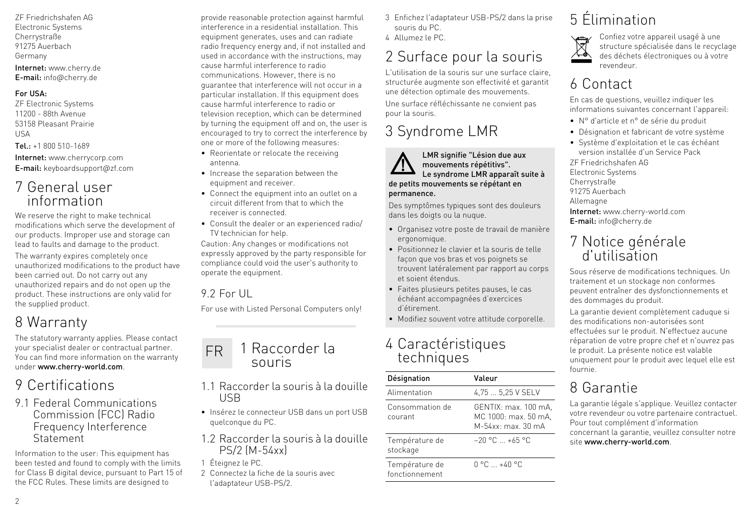ZF Friedrichshafen AG
Electronic Systems
Cherrystraße
91275 Auerbach
Germany

**Internet:** www.cherry.de
**E-mail:** info@cherry.de

**For USA:**
ZF Electronic Systems
11200 - 88th Avenue
53158 Pleasant Prairie
USA

**Tel.:** +1 800 510-1689

**Internet:** www.cherrycorp.com
**E-mail:** keyboardsupport@zf.com

# 7 General user information

We reserve the right to make technical modifications which serve the development of our products. Improper use and storage can lead to faults and damage to the product.

The warranty expires completely once unauthorized modifications to the product have been carried out. Do not carry out any unauthorized repairs and do not open up the product. These instructions are only valid for the supplied product.

# 8 Warranty

The statutory warranty applies. Please contact your specialist dealer or contractual partner. You can find more information on the warranty under **www.cherry-world.com**.

# 9 Certifications

## 9.1 Federal Communications Commission (FCC) Radio Frequency Interference Statement

Information to the user: This equipment has been tested and found to comply with the limits for Class B digital device, pursuant to Part 15 of the FCC Rules. These limits are designed to provide reasonable protection against harmful interference in a residential installation. This equipment generates, uses and can radiate radio frequency energy and, if not installed and used in accordance with the instructions, may cause harmful interference to radio communications. However, there is no guarantee that interference will not occur in a particular installation. If this equipment does cause harmful interference to radio or television reception, which can be determined by turning the equipment off and on, the user is encouraged to try to correct the interference by one or more of the following measures:

- Reorientate or relocate the receiving antenna.
- Increase the separation between the equipment and receiver.
- Connect the equipment into an outlet on a circuit different from that to which the receiver is connected.
- Consult the dealer or an experienced radio/ TV technician for help.

Caution: Any changes or modifications not expressly approved by the party responsible for compliance could void the user's authority to operate the equipment.

## 9.2 For UL

For use with Listed Personal Computers only!

FR

# 1 Raccorder la souris

## 1.1 Raccorder la souris à la douille USB

- Insérez le connecteur USB dans un port USB quelconque du PC.

## 1.2 Raccorder la souris à la douille PS/2 (M-54xx)

1 Éteignez le PC.
2 Connectez la fiche de la souris avec l'adaptateur USB-PS/2.
3 Enfichez l'adaptateur USB-PS/2 dans la prise souris du PC.
4 Allumez le PC.

# 2 Surface pour la souris

L'utilisation de la souris sur une surface claire, structurée augmente son effectivité et garantit une détection optimale des mouvements.

Une surface réfléchissante ne convient pas pour la souris.

# 3 Syndrome LMR

**LMR signifie "Lésion due aux mouvements répétitivs". Le syndrome LMR apparaît suite à de petits mouvements se répétant en permanence.**

Des symptômes typiques sont des douleurs dans les doigts ou la nuque.

- Organisez votre poste de travail de manière ergonomique.
- Positionnez le clavier et la souris de telle façon que vos bras et vos poignets se trouvent latéralement par rapport au corps et soient étendus.
- Faites plusieurs petites pauses, le cas échéant accompagnées d'exercices d'étirement.
- Modifiez souvent votre attitude corporelle.

# 4 Caractéristiques techniques

| Désignation | Valeur |
| --- | --- |
| Alimentation | 4,75 ... 5,25 V SELV |
| Consommation de courant | GENTIX: max. 100 mA, MC 1000: max. 50 mA, M-54xx: max. 30 mA |
| Température de stockage | –20 °C ... +65 °C |
| Température de fonctionnement | 0 °C ... +40 °C |

# 5 Élimination

Confiez votre appareil usagé à une structure spécialisée dans le recyclage des déchets électroniques ou à votre revendeur.

# 6 Contact

En cas de questions, veuillez indiquer les informations suivantes concernant l'appareil:

- N° d'article et n° de série du produit
- Désignation et fabricant de votre système
- Système d'exploitation et le cas échéant version installée d'un Service Pack

ZF Friedrichshafen AG
Electronic Systems
Cherrystraße
91275 Auerbach
Allemagne

**Internet:** www.cherry-world.com
**E-mail:** info@cherry.de

# 7 Notice générale d'utilisation

Sous réserve de modifications techniques. Un traitement et un stockage non conformes peuvent entraîner des dysfonctionnements et des dommages du produit.

La garantie devient complètement caduque si des modifications non-autorisées sont effectuées sur le produit. N'effectuez aucune réparation de votre propre chef et n'ouvrez pas le produit. La présente notice est valable uniquement pour le produit avec lequel elle est fournie.

# 8 Garantie

La garantie légale s'applique. Veuillez contacter votre revendeur ou votre partenaire contractuel. Pour tout complément d'information concernant la garantie, veuillez consulter notre site **www.cherry-world.com**.